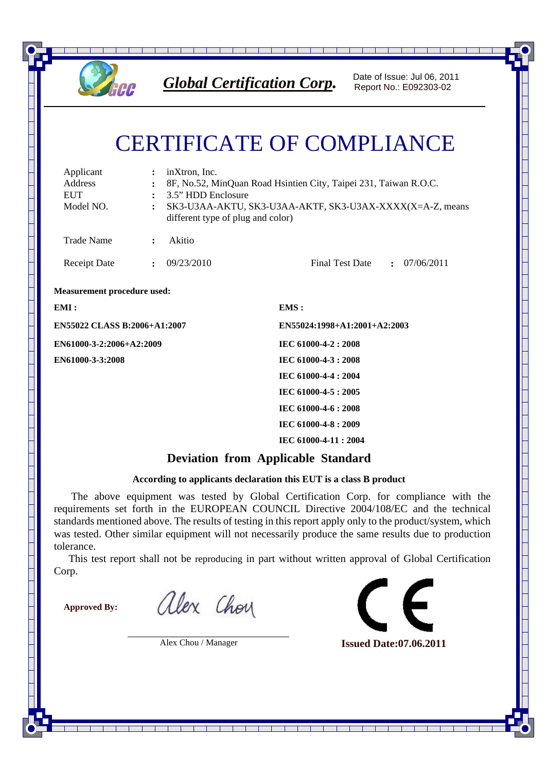**Global Certification Corp.**

Date of Issue: Jul 06, 2011
Report No.: E092303-02

# CERTIFICATE OF COMPLIANCE

| | | |
|---|---|---|
| Applicant | : | inXtron, Inc. |
| Address | : | 8F, No.52, MinQuan Road Hsintien City, Taipei 231, Taiwan R.O.C. |
| EUT | : | 3.5" HDD Enclosure |
| Model NO. | : | SK3-U3AA-AKTU, SK3-U3AA-AKTF, SK3-U3AX-XXXX(X=A-Z, means different type of plug and color) |
| Trade Name | : | Akitio |
| Receipt Date | : | 09/23/2010 |
| Final Test Date | : | 07/06/2011 |

**Measurement procedure used:**

| EMI : | EMS : |
|---|---|
| EN55022 CLASS B:2006+A1:2007 | EN55024:1998+A1:2001+A2:2003 |
| EN61000-3-2:2006+A2:2009 | IEC 61000-4-2 : 2008 |
| EN61000-3-3:2008 | IEC 61000-4-3 : 2008 |
| | IEC 61000-4-4 : 2004 |
| | IEC 61000-4-5 : 2005 |
| | IEC 61000-4-6 : 2008 |
| | IEC 61000-4-8 : 2009 |
| | IEC 61000-4-11 : 2004 |

## Deviation from Applicable Standard

**According to applicants declaration this EUT is a class B product**

The above equipment was tested by Global Certification Corp. for compliance with the requirements set forth in the EUROPEAN COUNCIL Directive 2004/108/EC and the technical standards mentioned above. The results of testing in this report apply only to the product/system, which was tested. Other similar equipment will not necessarily produce the same results due to production tolerance.

This test report shall not be reproducing in part without written approval of Global Certification Corp.

**Approved By:** Alex Chou

Alex Chou / Manager

CE

**Issued Date:07.06.2011**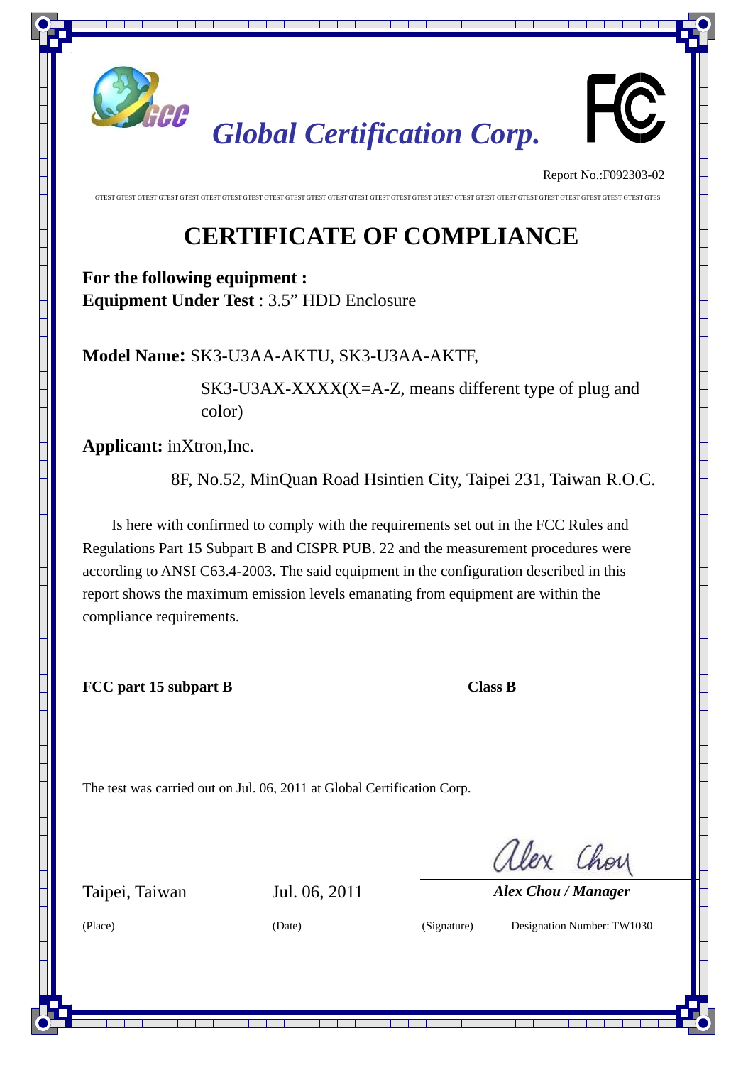# Global Certification Corp.

Report No.:F092303-02

GTEST GTEST GTEST GTEST GTEST GTEST GTEST GTEST GTEST GTEST GTEST GTEST GTEST GTEST GTEST GTEST GTEST GTEST GTEST GTEST GTEST GTEST GTEST GTEST GTEST GTEST GTEST GTEST GTEST GTES

## CERTIFICATE OF COMPLIANCE

**For the following equipment :**
**Equipment Under Test** : 3.5” HDD Enclosure

**Model Name:** SK3-U3AA-AKTU, SK3-U3AA-AKTF,
SK3-U3AX-XXXX(X=A-Z, means different type of plug and color)

**Applicant:** inXtron,Inc.
8F, No.52, MinQuan Road Hsintien City, Taipei 231, Taiwan R.O.C.

Is here with confirmed to comply with the requirements set out in the FCC Rules and Regulations Part 15 Subpart B and CISPR PUB. 22 and the measurement procedures were according to ANSI C63.4-2003. The said equipment in the configuration described in this report shows the maximum emission levels emanating from equipment are within the compliance requirements.

**FCC part 15 subpart B** **Class B**

The test was carried out on Jul. 06, 2011 at Global Certification Corp.

| | | | |
|---|---|---|---|
| Taipei, Taiwan | Jul. 06, 2011 | | ***Alex Chou / Manager*** |
| (Place) | (Date) | (Signature) | Designation Number: TW1030 |